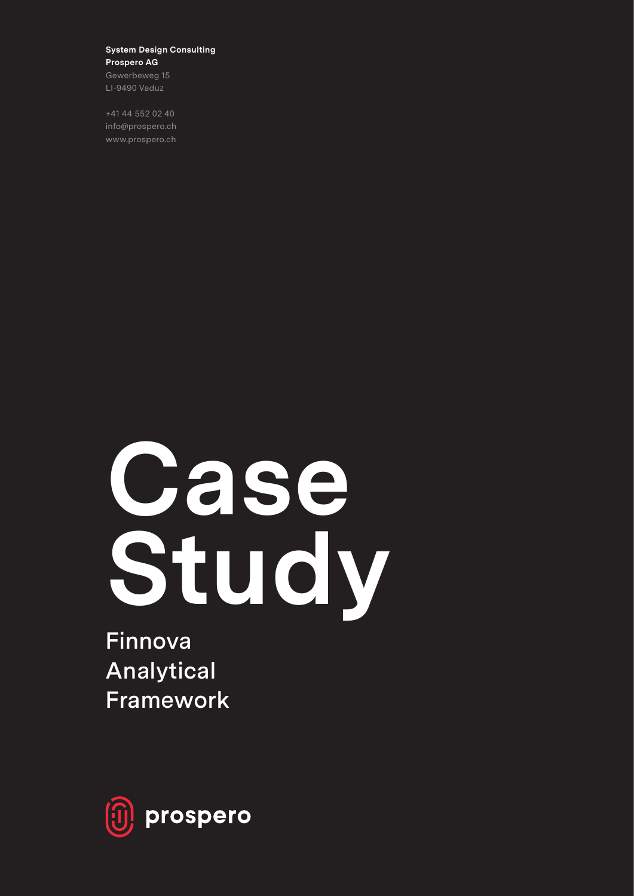**System Design Consulting**
**Prospero AG**
Gewerbeweg 15
LI-9490 Vaduz

+41 44 552 02 40
info@prospero.ch
www.prospero.ch

# Case Study

## Finnova Analytical Framework

prospero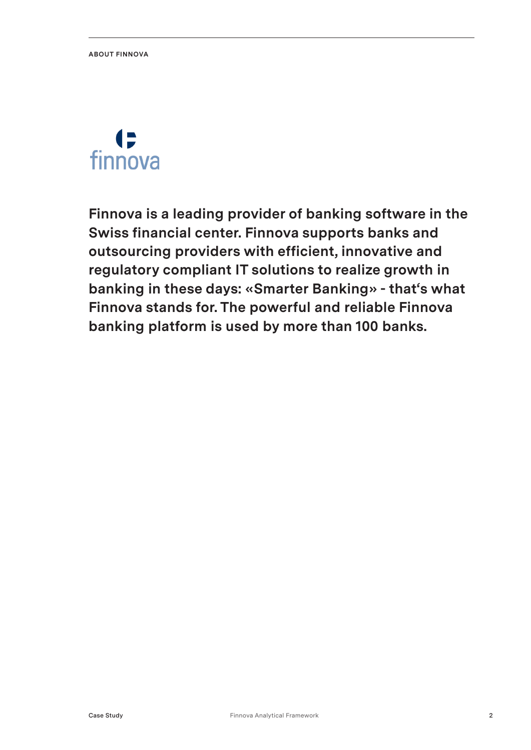ABOUT FINNOVA

finnova

**Finnova is a leading provider of banking software in the Swiss financial center. Finnova supports banks and outsourcing providers with efficient, innovative and regulatory compliant IT solutions to realize growth in banking in these days: «Smarter Banking» - that's what Finnova stands for. The powerful and reliable Finnova banking platform is used by more than 100 banks.**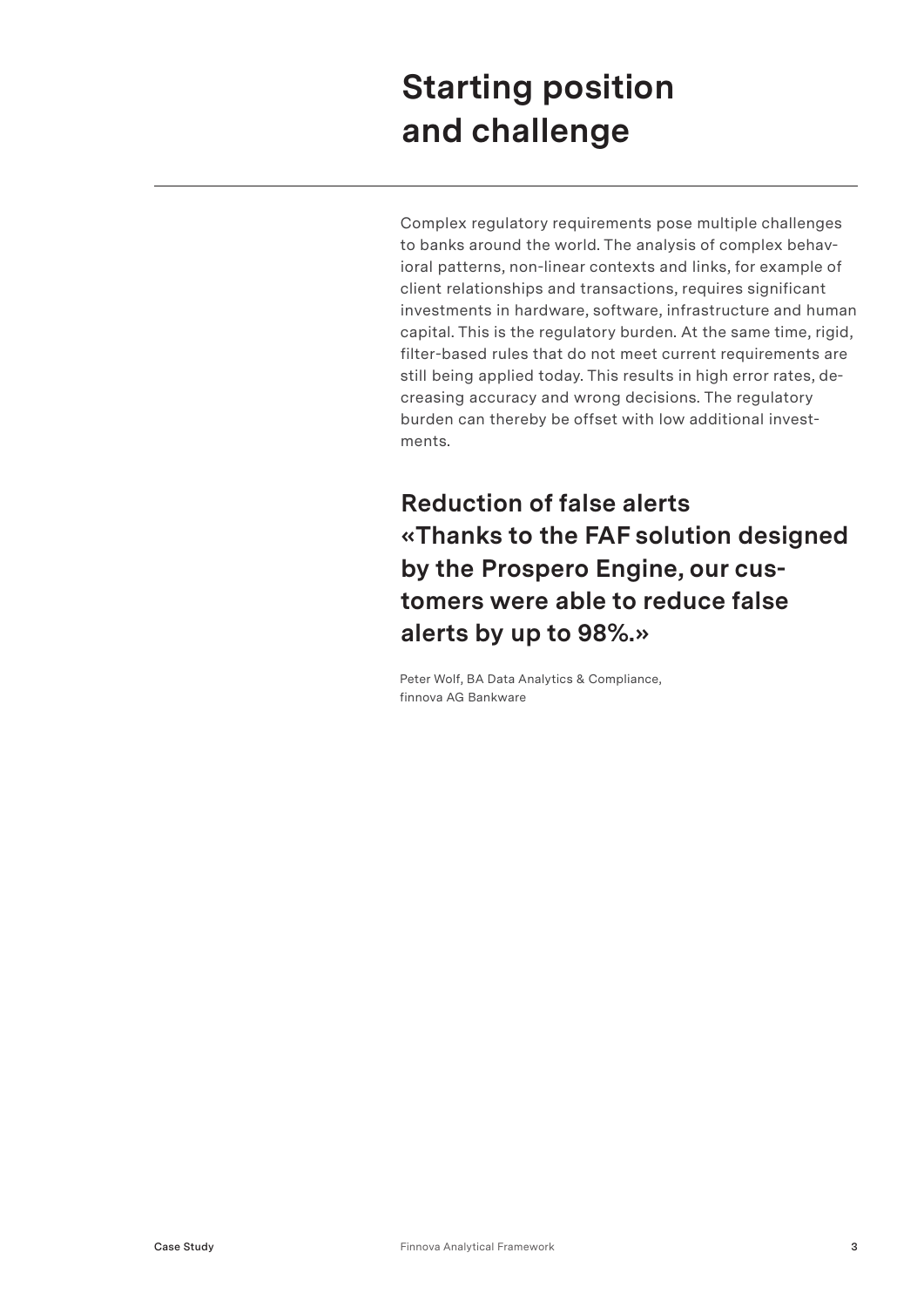# Starting position and challenge

Complex regulatory requirements pose multiple challenges to banks around the world. The analysis of complex behavioral patterns, non-linear contexts and links, for example of client relationships and transactions, requires significant investments in hardware, software, infrastructure and human capital. This is the regulatory burden. At the same time, rigid, filter-based rules that do not meet current requirements are still being applied today. This results in high error rates, decreasing accuracy and wrong decisions. The regulatory burden can thereby be offset with low additional investments.

## Reduction of false alerts «Thanks to the FAF solution designed by the Prospero Engine, our customers were able to reduce false alerts by up to 98%.»

Peter Wolf, BA Data Analytics & Compliance, finnova AG Bankware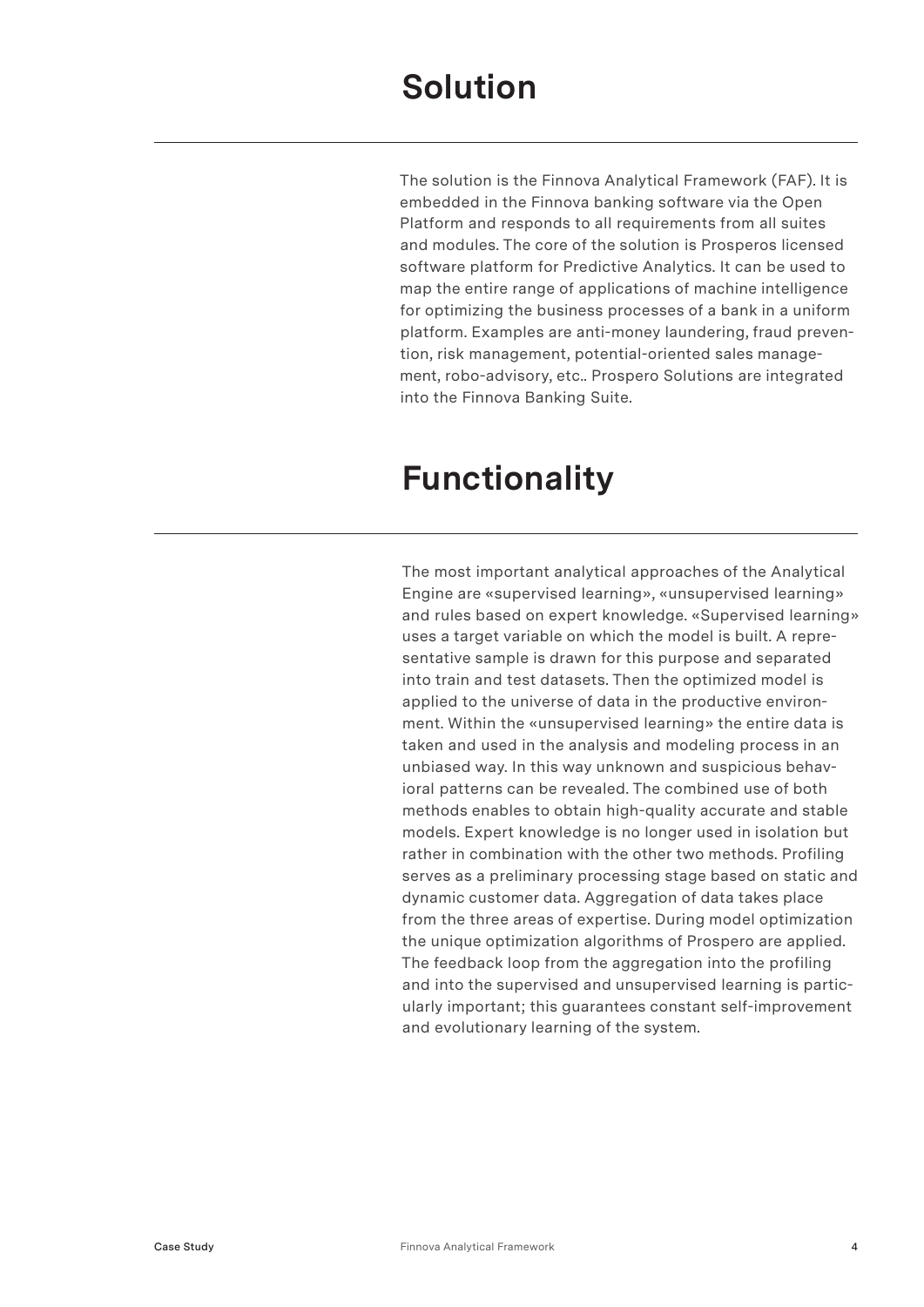# Solution

The solution is the Finnova Analytical Framework (FAF). It is embedded in the Finnova banking software via the Open Platform and responds to all requirements from all suites and modules. The core of the solution is Prosperos licensed software platform for Predictive Analytics. It can be used to map the entire range of applications of machine intelligence for optimizing the business processes of a bank in a uniform platform. Examples are anti-money laundering, fraud prevention, risk management, potential-oriented sales management, robo-advisory, etc.. Prospero Solutions are integrated into the Finnova Banking Suite.

# Functionality

The most important analytical approaches of the Analytical Engine are «supervised learning», «unsupervised learning» and rules based on expert knowledge. «Supervised learning» uses a target variable on which the model is built. A representative sample is drawn for this purpose and separated into train and test datasets. Then the optimized model is applied to the universe of data in the productive environment. Within the «unsupervised learning» the entire data is taken and used in the analysis and modeling process in an unbiased way. In this way unknown and suspicious behavioral patterns can be revealed. The combined use of both methods enables to obtain high-quality accurate and stable models. Expert knowledge is no longer used in isolation but rather in combination with the other two methods. Profiling serves as a preliminary processing stage based on static and dynamic customer data. Aggregation of data takes place from the three areas of expertise. During model optimization the unique optimization algorithms of Prospero are applied. The feedback loop from the aggregation into the profiling and into the supervised and unsupervised learning is particularly important; this guarantees constant self-improvement and evolutionary learning of the system.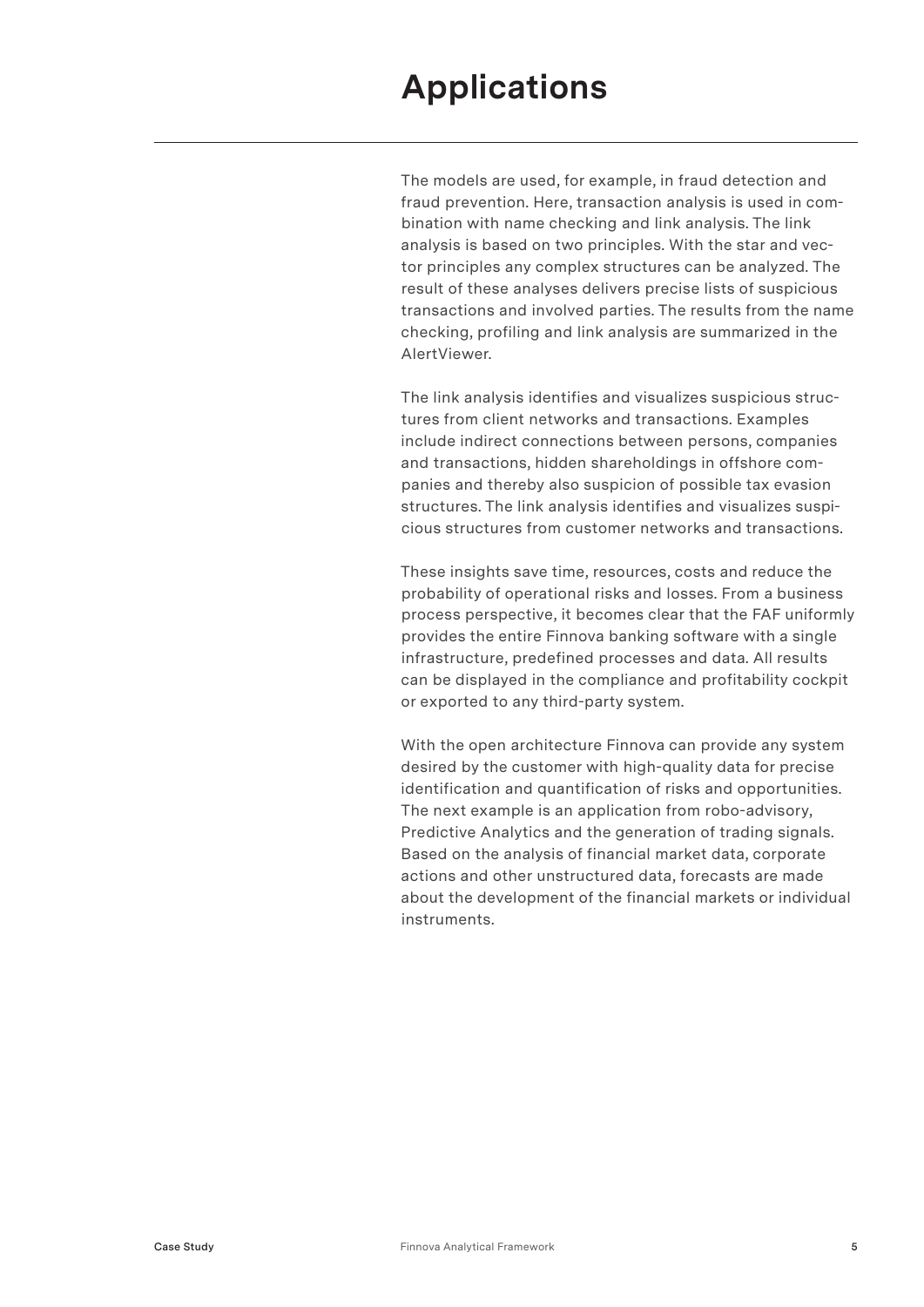# Applications

The models are used, for example, in fraud detection and fraud prevention. Here, transaction analysis is used in combination with name checking and link analysis. The link analysis is based on two principles. With the star and vector principles any complex structures can be analyzed. The result of these analyses delivers precise lists of suspicious transactions and involved parties. The results from the name checking, profiling and link analysis are summarized in the AlertViewer.

The link analysis identifies and visualizes suspicious structures from client networks and transactions. Examples include indirect connections between persons, companies and transactions, hidden shareholdings in offshore companies and thereby also suspicion of possible tax evasion structures. The link analysis identifies and visualizes suspicious structures from customer networks and transactions.

These insights save time, resources, costs and reduce the probability of operational risks and losses. From a business process perspective, it becomes clear that the FAF uniformly provides the entire Finnova banking software with a single infrastructure, predefined processes and data. All results can be displayed in the compliance and profitability cockpit or exported to any third-party system.

With the open architecture Finnova can provide any system desired by the customer with high-quality data for precise identification and quantification of risks and opportunities. The next example is an application from robo-advisory, Predictive Analytics and the generation of trading signals. Based on the analysis of financial market data, corporate actions and other unstructured data, forecasts are made about the development of the financial markets or individual instruments.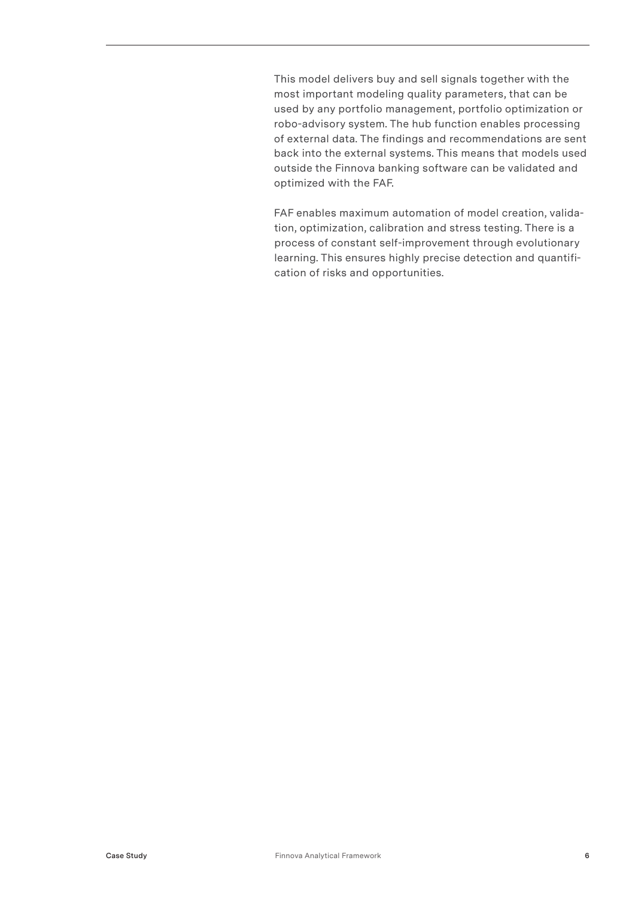This model delivers buy and sell signals together with the most important modeling quality parameters, that can be used by any portfolio management, portfolio optimization or robo-advisory system. The hub function enables processing of external data. The findings and recommendations are sent back into the external systems. This means that models used outside the Finnova banking software can be validated and optimized with the FAF.

FAF enables maximum automation of model creation, validation, optimization, calibration and stress testing. There is a process of constant self-improvement through evolutionary learning. This ensures highly precise detection and quantification of risks and opportunities.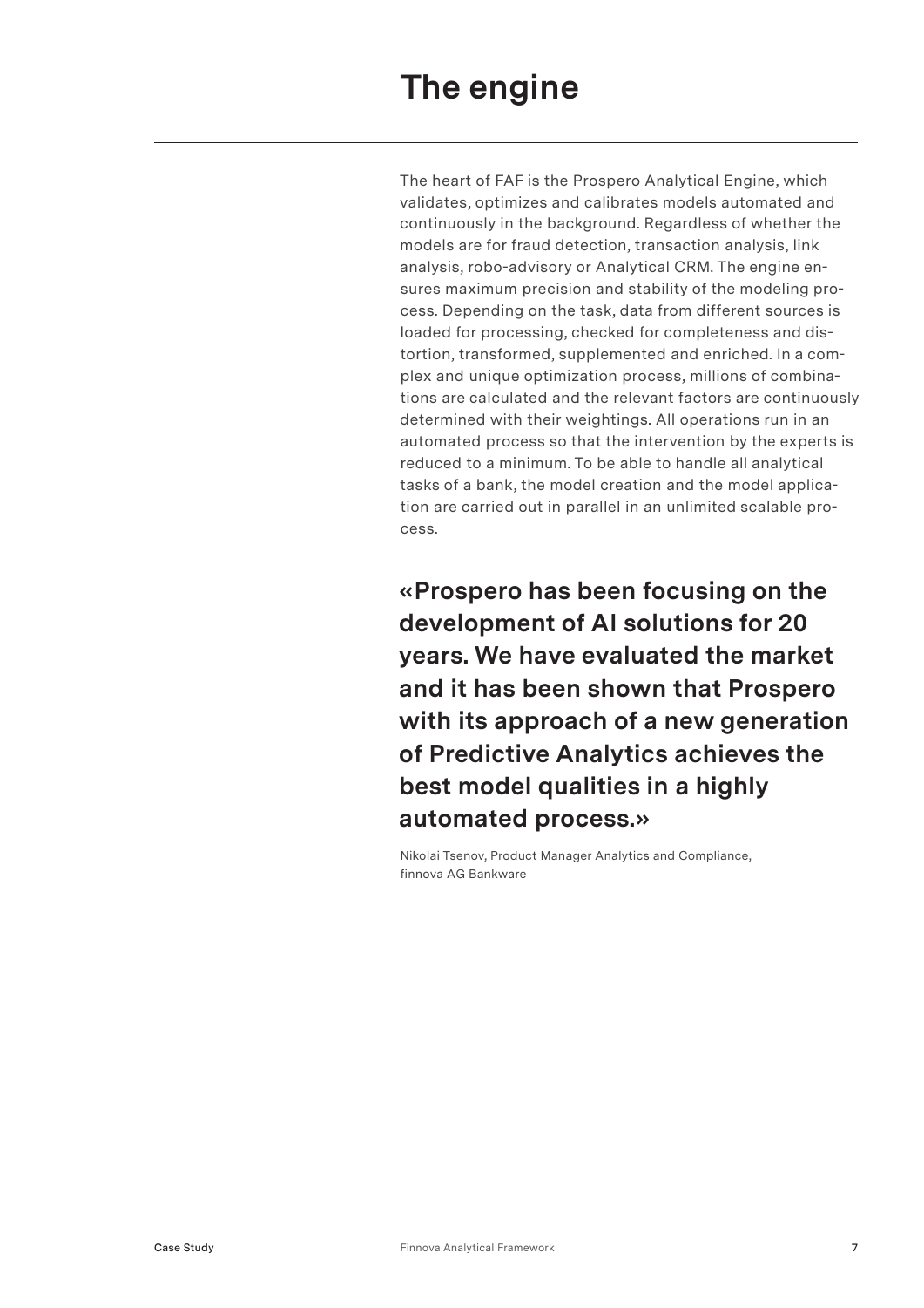# The engine

The heart of FAF is the Prospero Analytical Engine, which validates, optimizes and calibrates models automated and continuously in the background. Regardless of whether the models are for fraud detection, transaction analysis, link analysis, robo-advisory or Analytical CRM. The engine ensures maximum precision and stability of the modeling process. Depending on the task, data from different sources is loaded for processing, checked for completeness and distortion, transformed, supplemented and enriched. In a complex and unique optimization process, millions of combinations are calculated and the relevant factors are continuously determined with their weightings. All operations run in an automated process so that the intervention by the experts is reduced to a minimum. To be able to handle all analytical tasks of a bank, the model creation and the model application are carried out in parallel in an unlimited scalable process.

**«Prospero has been focusing on the development of AI solutions for 20 years. We have evaluated the market and it has been shown that Prospero with its approach of a new generation of Predictive Analytics achieves the best model qualities in a highly automated process.»**

Nikolai Tsenov, Product Manager Analytics and Compliance, finnova AG Bankware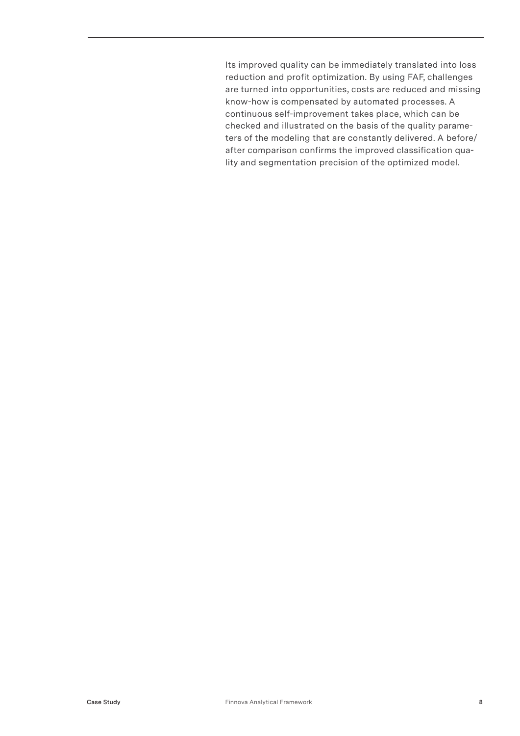Its improved quality can be immediately translated into loss reduction and profit optimization. By using FAF, challenges are turned into opportunities, costs are reduced and missing know-how is compensated by automated processes. A continuous self-improvement takes place, which can be checked and illustrated on the basis of the quality parameters of the modeling that are constantly delivered. A before/after comparison confirms the improved classification quality and segmentation precision of the optimized model.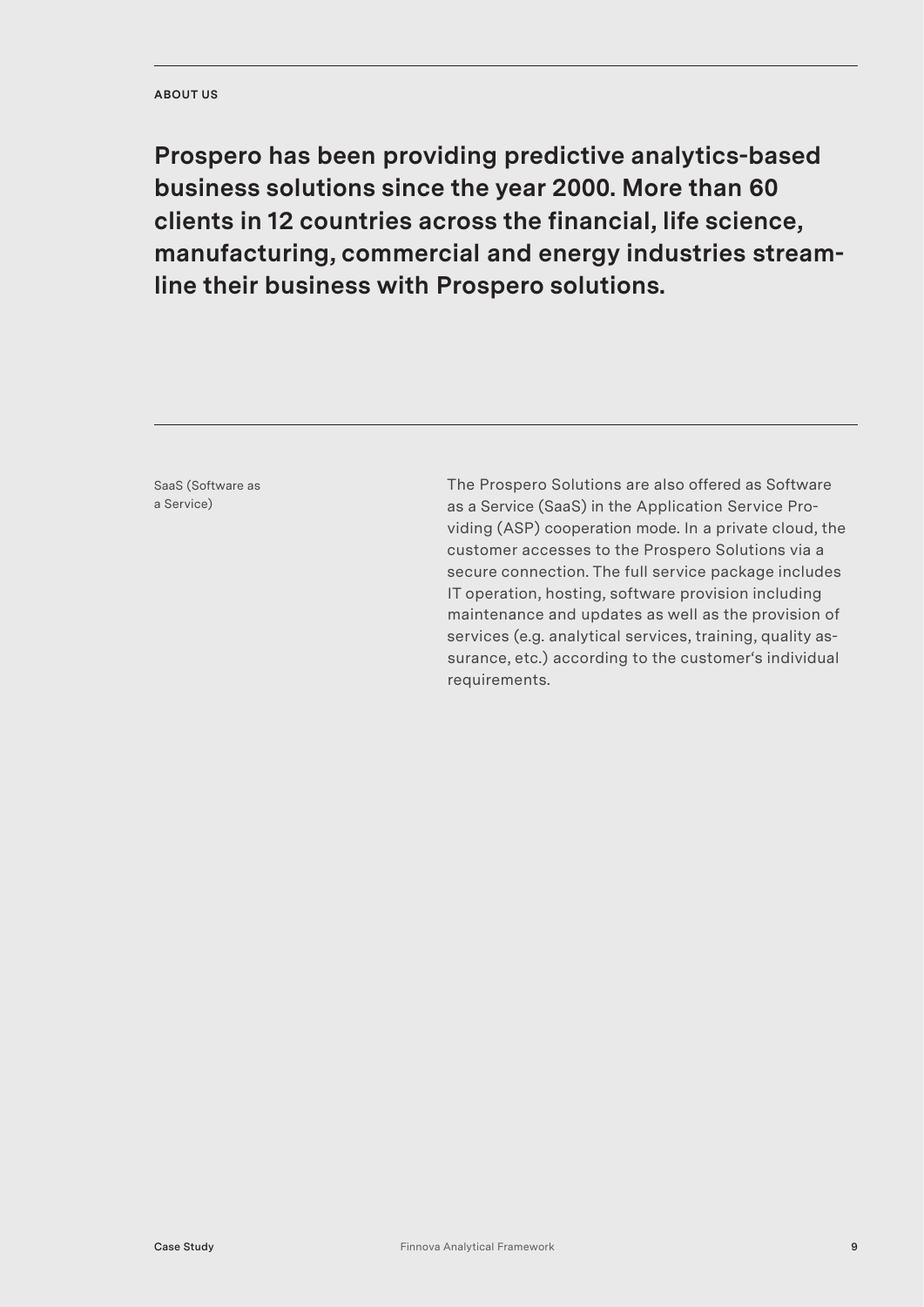## ABOUT US

**Prospero has been providing predictive analytics-based business solutions since the year 2000. More than 60 clients in 12 countries across the financial, life science, manufacturing, commercial and energy industries streamline their business with Prospero solutions.**

SaaS (Software as a Service)

The Prospero Solutions are also offered as Software as a Service (SaaS) in the Application Service Providing (ASP) cooperation mode. In a private cloud, the customer accesses to the Prospero Solutions via a secure connection. The full service package includes IT operation, hosting, software provision including maintenance and updates as well as the provision of services (e.g. analytical services, training, quality assurance, etc.) according to the customer's individual requirements.